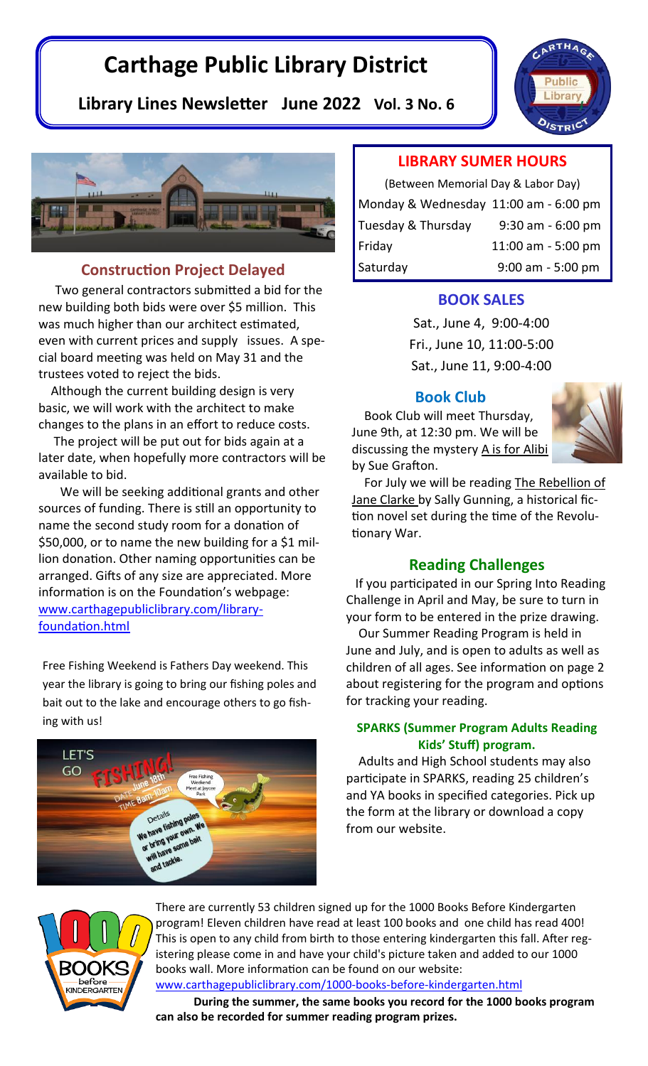# Carthage Public Library District

**Library Lines Newsletter June 2022 Vol. 3 No. 6**

## Construction Project Delayed

Two general contractors submitted a bid for the new building both bids were over $5 million. This was much higher than our architect estimated, even with current prices and supply issues. A special board meeting was held on May 31 and the trustees voted to reject the bids.

Although the current building design is very basic, we will work with the architect to make changes to the plans in an effort to reduce costs.

The project will be put out for bids again at a later date, when hopefully more contractors will be available to bid.

We will be seeking additional grants and other sources of funding. There is still an opportunity to name the second study room for a donation of $50,000, or to name the new building for a $1 million donation. Other naming opportunities can be arranged. Gifts of any size are appreciated. More information is on the Foundation's webpage: www.carthagepubliclibrary.com/library-foundation.html

Free Fishing Weekend is Fathers Day weekend. This year the library is going to bring our fishing poles and bait out to the lake and encourage others to go fishing with us!

## LIBRARY SUMER HOURS

(Between Memorial Day & Labor Day)

| | |
|---|---|
| Monday & Wednesday | 11:00 am - 6:00 pm |
| Tuesday & Thursday | 9:30 am - 6:00 pm |
| Friday | 11:00 am - 5:00 pm |
| Saturday | 9:00 am - 5:00 pm |

## BOOK SALES

Sat., June 4, 9:00-4:00
Fri., June 10, 11:00-5:00
Sat., June 11, 9:00-4:00

## Book Club

Book Club will meet Thursday, June 9th, at 12:30 pm. We will be discussing the mystery A is for Alibi by Sue Grafton.

For July we will be reading The Rebellion of Jane Clarke by Sally Gunning, a historical fiction novel set during the time of the Revolutionary War.

## Reading Challenges

If you participated in our Spring Into Reading Challenge in April and May, be sure to turn in your form to be entered in the prize drawing.

Our Summer Reading Program is held in June and July, and is open to adults as well as children of all ages. See information on page 2 about registering for the program and options for tracking your reading.

### SPARKS (Summer Program Adults Reading Kids' Stuff) program.

Adults and High School students may also participate in SPARKS, reading 25 children's and YA books in specified categories. Pick up the form at the library or download a copy from our website.

There are currently 53 children signed up for the 1000 Books Before Kindergarten program! Eleven children have read at least 100 books and one child has read 400! This is open to any child from birth to those entering kindergarten this fall. After registering please come in and have your child's picture taken and added to our 1000 books wall. More information can be found on our website: www.carthagepubliclibrary.com/1000-books-before-kindergarten.html

**During the summer, the same books you record for the 1000 books program can also be recorded for summer reading program prizes.**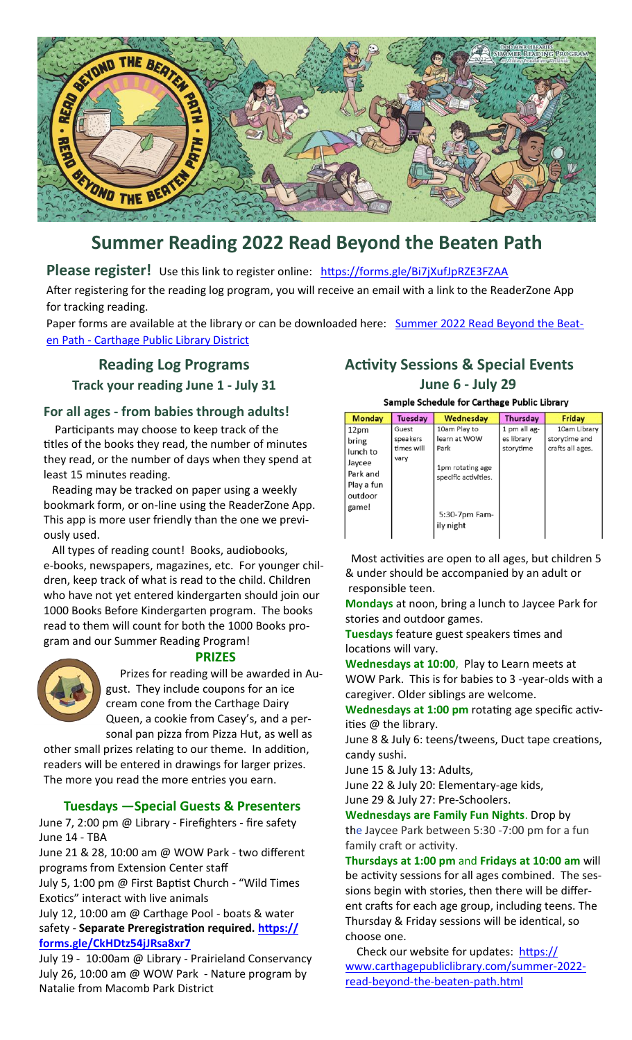# Summer Reading 2022 Read Beyond the Beaten Path

**Please register!** Use this link to register online: https://forms.gle/Bi7jXufJpRZE3FZAA

After registering for the reading log program, you will receive an email with a link to the ReaderZone App for tracking reading.

Paper forms are available at the library or can be downloaded here: Summer 2022 Read Beyond the Beaten Path - Carthage Public Library District

## Reading Log Programs

### Track your reading June 1 - July 31

### For all ages - from babies through adults!

Participants may choose to keep track of the titles of the books they read, the number of minutes they read, or the number of days when they spend at least 15 minutes reading.

Reading may be tracked on paper using a weekly bookmark form, or on-line using the ReaderZone App. This app is more user friendly than the one we previously used.

All types of reading count! Books, audiobooks, e-books, newspapers, magazines, etc. For younger children, keep track of what is read to the child. Children who have not yet entered kindergarten should join our 1000 Books Before Kindergarten program. The books read to them will count for both the 1000 Books program and our Summer Reading Program!

### PRIZES

Prizes for reading will be awarded in August. They include coupons for an ice cream cone from the Carthage Dairy Queen, a cookie from Casey's, and a personal pan pizza from Pizza Hut, as well as other small prizes relating to our theme. In addition, readers will be entered in drawings for larger prizes. The more you read the more entries you earn.

### Tuesdays —Special Guests & Presenters

June 7, 2:00 pm @ Library - Firefighters - fire safety

June 14 - TBA

June 21 & 28, 10:00 am @ WOW Park - two different programs from Extension Center staff

July 5, 1:00 pm @ First Baptist Church - "Wild Times Exotics" interact with live animals

July 12, 10:00 am @ Carthage Pool - boats & water safety - **Separate Preregistration required. https://forms.gle/CkHDtz54jJRsa8xr7**

July 19 - 10:00am @ Library - Prairieland Conservancy

July 26, 10:00 am @ WOW Park - Nature program by Natalie from Macomb Park District

## Activity Sessions & Special Events

### June 6 - July 29

**Sample Schedule for Carthage Public Library**

| Monday | Tuesday | Wednesday | Thursday | Friday |
|---|---|---|---|---|
| 12pm bring lunch to Jaycee Park and Play a fun outdoor game! | Guest speakers times will vary | 10am Play to learn at WOW Park<br><br>1pm rotating age specific activities.<br><br>5:30-7pm Family night | 1 pm all ages library storytime | 10am Library storytime and crafts all ages. |

Most activities are open to all ages, but children 5 & under should be accompanied by an adult or responsible teen.

**Mondays** at noon, bring a lunch to Jaycee Park for stories and outdoor games.

**Tuesdays** feature guest speakers times and locations will vary.

**Wednesdays at 10:00**, Play to Learn meets at WOW Park. This is for babies to 3 -year-olds with a caregiver. Older siblings are welcome.

**Wednesdays at 1:00 pm** rotating age specific activities @ the library.

June 8 & July 6: teens/tweens, Duct tape creations, candy sushi.

June 15 & July 13: Adults,

June 22 & July 20: Elementary-age kids,

June 29 & July 27: Pre-Schoolers.

**Wednesdays are Family Fun Nights**. Drop by the Jaycee Park between 5:30 -7:00 pm for a fun family craft or activity.

**Thursdays at 1:00 pm** and **Fridays at 10:00 am** will be activity sessions for all ages combined. The sessions begin with stories, then there will be different crafts for each age group, including teens. The Thursday & Friday sessions will be identical, so choose one.

Check our website for updates: https://www.carthagepubliclibrary.com/summer-2022-read-beyond-the-beaten-path.html